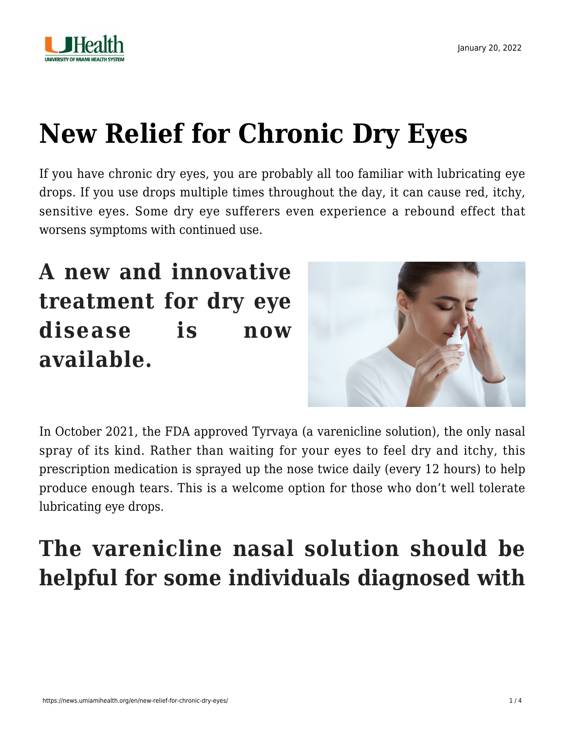January 20, 2022

# New Relief for Chronic Dry Eyes

If you have chronic dry eyes, you are probably all too familiar with lubricating eye drops. If you use drops multiple times throughout the day, it can cause red, itchy, sensitive eyes. Some dry eye sufferers even experience a rebound effect that worsens symptoms with continued use.

## A new and innovative treatment for dry eye disease is now available.

In October 2021, the FDA approved Tyrvaya (a varenicline solution), the only nasal spray of its kind. Rather than waiting for your eyes to feel dry and itchy, this prescription medication is sprayed up the nose twice daily (every 12 hours) to help produce enough tears. This is a welcome option for those who don't well tolerate lubricating eye drops.

## The varenicline nasal solution should be helpful for some individuals diagnosed with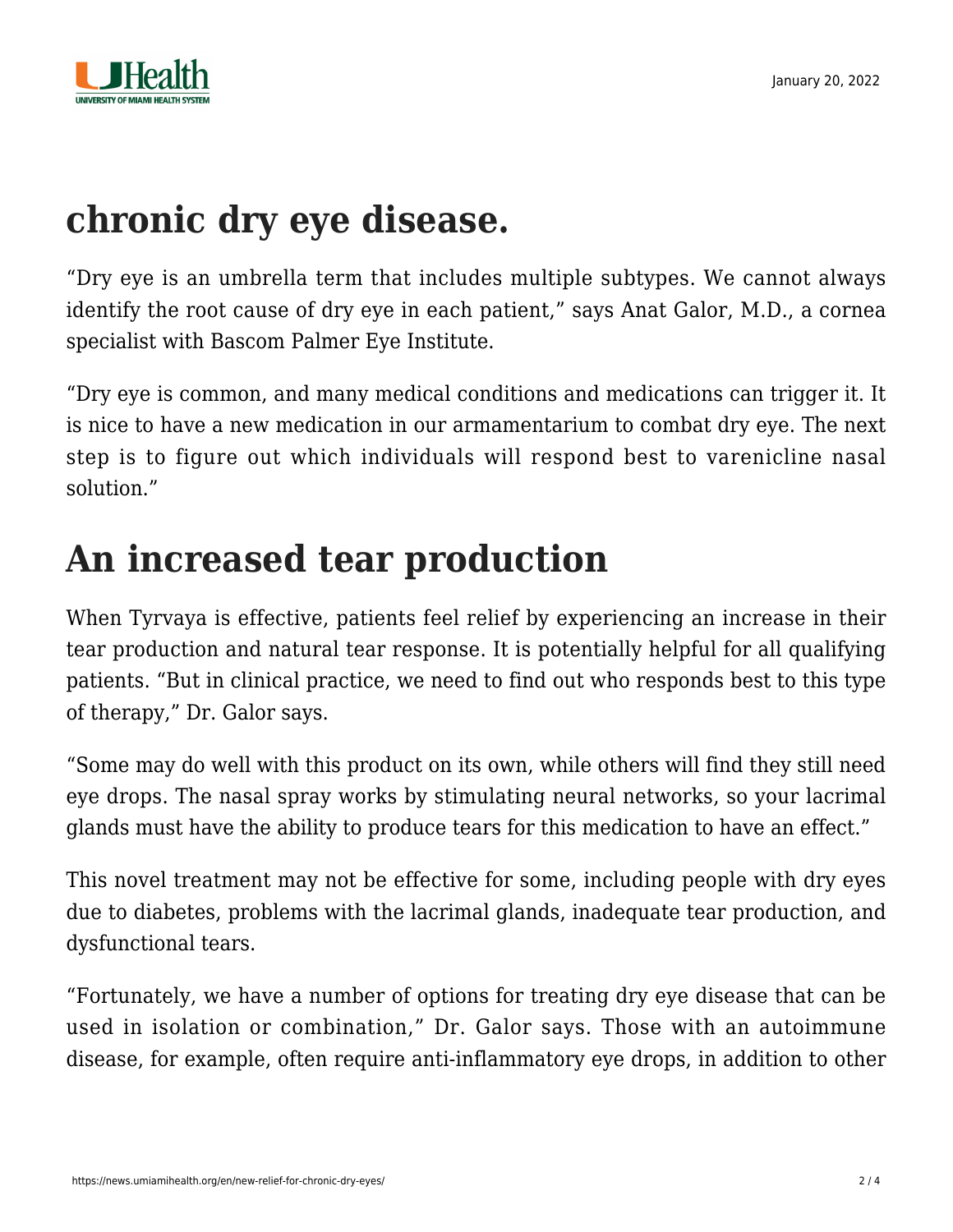# chronic dry eye disease.

"Dry eye is an umbrella term that includes multiple subtypes. We cannot always identify the root cause of dry eye in each patient," says Anat Galor, M.D., a cornea specialist with Bascom Palmer Eye Institute.

"Dry eye is common, and many medical conditions and medications can trigger it. It is nice to have a new medication in our armamentarium to combat dry eye. The next step is to figure out which individuals will respond best to varenicline nasal solution."

# An increased tear production

When Tyrvaya is effective, patients feel relief by experiencing an increase in their tear production and natural tear response. It is potentially helpful for all qualifying patients. "But in clinical practice, we need to find out who responds best to this type of therapy," Dr. Galor says.

"Some may do well with this product on its own, while others will find they still need eye drops. The nasal spray works by stimulating neural networks, so your lacrimal glands must have the ability to produce tears for this medication to have an effect."

This novel treatment may not be effective for some, including people with dry eyes due to diabetes, problems with the lacrimal glands, inadequate tear production, and dysfunctional tears.

"Fortunately, we have a number of options for treating dry eye disease that can be used in isolation or combination," Dr. Galor says. Those with an autoimmune disease, for example, often require anti-inflammatory eye drops, in addition to other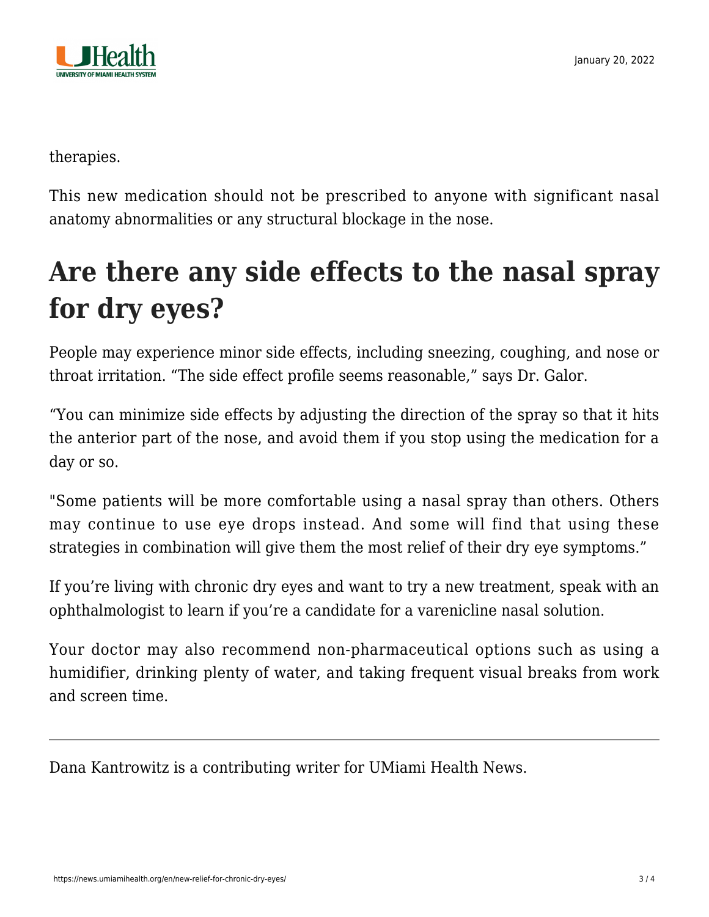therapies.

This new medication should not be prescribed to anyone with significant nasal anatomy abnormalities or any structural blockage in the nose.

## Are there any side effects to the nasal spray for dry eyes?

People may experience minor side effects, including sneezing, coughing, and nose or throat irritation. “The side effect profile seems reasonable,” says Dr. Galor.

“You can minimize side effects by adjusting the direction of the spray so that it hits the anterior part of the nose, and avoid them if you stop using the medication for a day or so.

"Some patients will be more comfortable using a nasal spray than others. Others may continue to use eye drops instead. And some will find that using these strategies in combination will give them the most relief of their dry eye symptoms.”

If you’re living with chronic dry eyes and want to try a new treatment, speak with an ophthalmologist to learn if you’re a candidate for a varenicline nasal solution.

Your doctor may also recommend non-pharmaceutical options such as using a humidifier, drinking plenty of water, and taking frequent visual breaks from work and screen time.

---

Dana Kantrowitz is a contributing writer for UMiami Health News.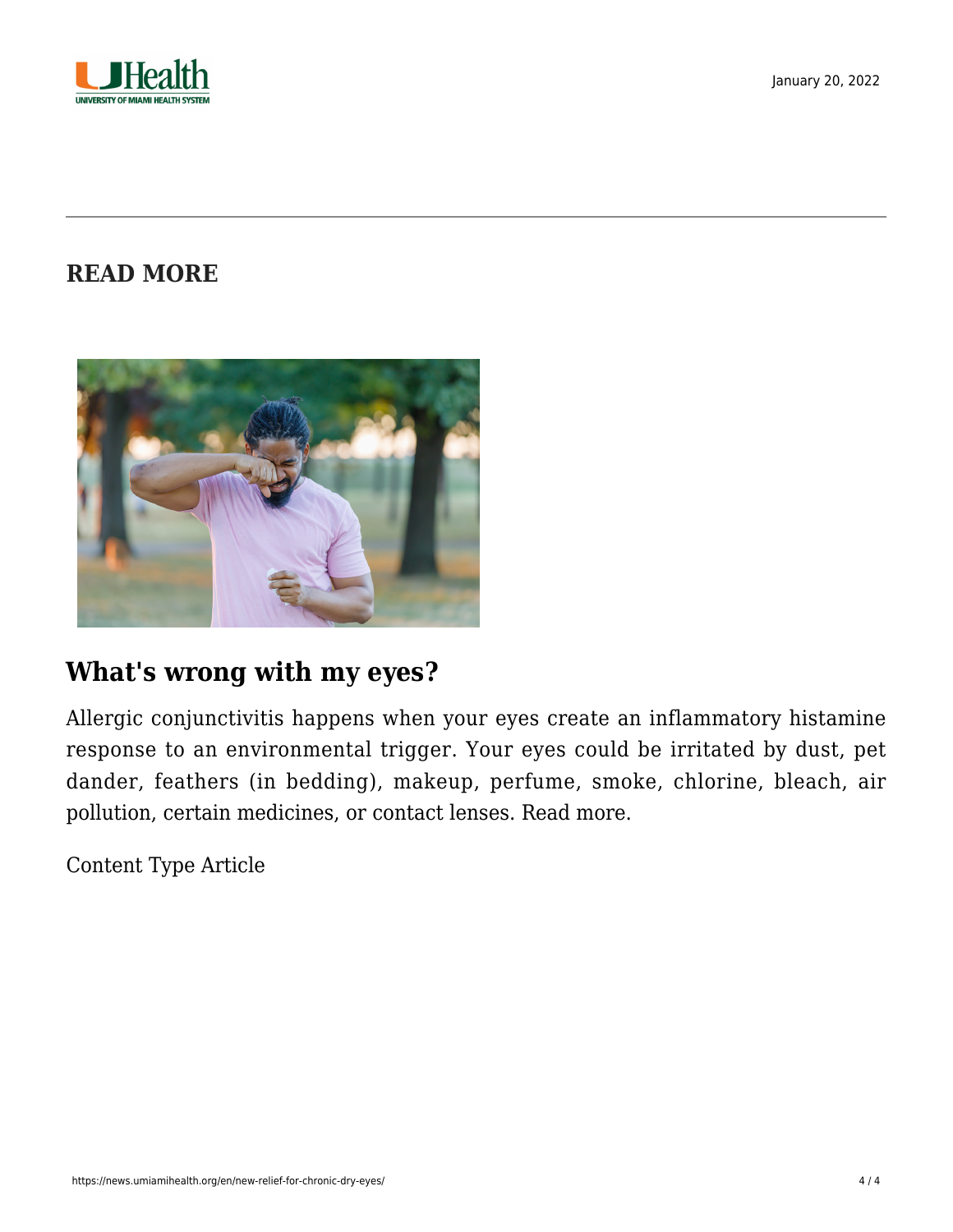## READ MORE

## What's wrong with my eyes?

Allergic conjunctivitis happens when your eyes create an inflammatory histamine response to an environmental trigger. Your eyes could be irritated by dust, pet dander, feathers (in bedding), makeup, perfume, smoke, chlorine, bleach, air pollution, certain medicines, or contact lenses. Read more.

Content Type Article